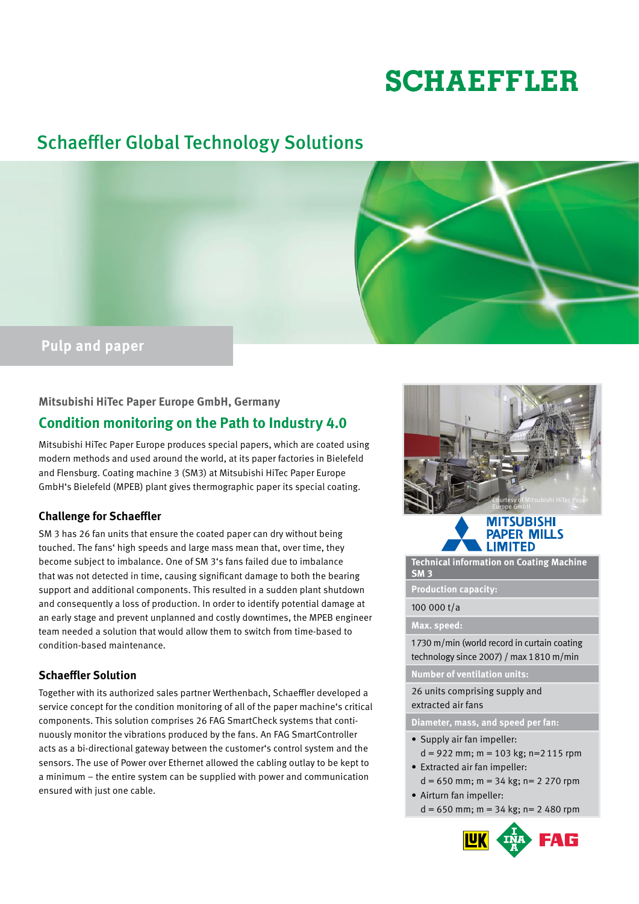SCHAEFFLER

# Schaeffler Global Technology Solutions

## Pulp and paper

### Mitsubishi HiTec Paper Europe GmbH, Germany

## Condition monitoring on the Path to Industry 4.0

Mitsubishi HiTec Paper Europe produces special papers, which are coated using modern methods and used around the world, at its paper factories in Bielefeld and Flensburg. Coating machine 3 (SM3) at Mitsubishi HiTec Paper Europe GmbH's Bielefeld (MPEB) plant gives thermographic paper its special coating.

### Challenge for Schaeffler

SM 3 has 26 fan units that ensure the coated paper can dry without being touched. The fans' high speeds and large mass mean that, over time, they become subject to imbalance. One of SM 3's fans failed due to imbalance that was not detected in time, causing significant damage to both the bearing support and additional components. This resulted in a sudden plant shutdown and consequently a loss of production. In order to identify potential damage at an early stage and prevent unplanned and costly downtimes, the MPEB engineer team needed a solution that would allow them to switch from time-based to condition-based maintenance.

### Schaeffler Solution

Together with its authorized sales partner Werthenbach, Schaeffler developed a service concept for the condition monitoring of all of the paper machine's critical components. This solution comprises 26 FAG SmartCheck systems that continuously monitor the vibrations produced by the fans. An FAG SmartController acts as a bi-directional gateway between the customer's control system and the sensors. The use of Power over Ethernet allowed the cabling outlay to be kept to a minimum – the entire system can be supplied with power and communication ensured with just one cable.

Courtesy of Mitsubishi HiTec Paper Europe GmbH

MITSUBISHI PAPER MILLS LIMITED

**Technical information on Coating Machine SM 3**

**Production capacity:**

100 000 t/a

**Max. speed:**

1 730 m/min (world record in curtain coating technology since 2007) / max 1 810 m/min

**Number of ventilation units:**

26 units comprising supply and extracted air fans

**Diameter, mass, and speed per fan:**

- Supply air fan impeller:
  d = 922 mm; m = 103 kg; n=2 115 rpm
- Extracted air fan impeller:
  d = 650 mm; m = 34 kg; n= 2 270 rpm
- Airturn fan impeller:
  d = 650 mm; m = 34 kg; n= 2 480 rpm

LuK INA FAG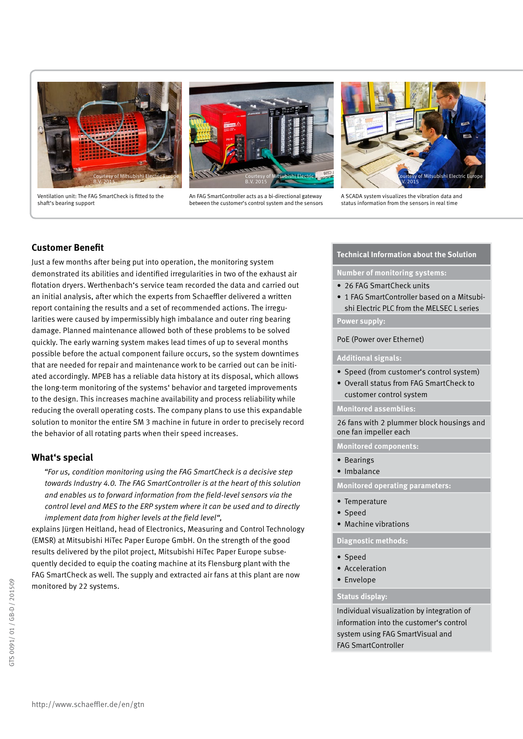Ventilation unit: The FAG SmartCheck is fitted to the shaft's bearing support

An FAG SmartController acts as a bi-directional gateway between the customer's control system and the sensors

A SCADA system visualizes the vibration data and status information from the sensors in real time

## Customer Benefit

Just a few months after being put into operation, the monitoring system demonstrated its abilities and identified irregularities in two of the exhaust air flotation dryers. Werthenbach's service team recorded the data and carried out an initial analysis, after which the experts from Schaeffler delivered a written report containing the results and a set of recommended actions. The irregularities were caused by impermissibly high imbalance and outer ring bearing damage. Planned maintenance allowed both of these problems to be solved quickly. The early warning system makes lead times of up to several months possible before the actual component failure occurs, so the system downtimes that are needed for repair and maintenance work to be carried out can be initiated accordingly. MPEB has a reliable data history at its disposal, which allows the long-term monitoring of the systems' behavior and targeted improvements to the design. This increases machine availability and process reliability while reducing the overall operating costs. The company plans to use this expandable solution to monitor the entire SM 3 machine in future in order to precisely record the behavior of all rotating parts when their speed increases.

## What's special

*"For us, condition monitoring using the FAG SmartCheck is a decisive step towards Industry 4.0. The FAG SmartController is at the heart of this solution and enables us to forward information from the field-level sensors via the control level and MES to the ERP system where it can be used and to directly implement data from higher levels at the field level",*

explains Jürgen Heitland, head of Electronics, Measuring and Control Technology (EMSR) at Mitsubishi HiTec Paper Europe GmbH. On the strength of the good results delivered by the pilot project, Mitsubishi HiTec Paper Europe subsequently decided to equip the coating machine at its Flensburg plant with the FAG SmartCheck as well. The supply and extracted air fans at this plant are now monitored by 22 systems.

### Technical Information about the Solution

**Number of monitoring systems:**
- 26 FAG SmartCheck units
- 1 FAG SmartController based on a Mitsubishi Electric PLC from the MELSEC L series

**Power supply:**

PoE (Power over Ethernet)

**Additional signals:**
- Speed (from customer's control system)
- Overall status from FAG SmartCheck to customer control system

**Monitored assemblies:**

26 fans with 2 plummer block housings and one fan impeller each

**Monitored components:**
- Bearings
- Imbalance

**Monitored operating parameters:**
- Temperature
- Speed
- Machine vibrations

**Diagnostic methods:**
- Speed
- Acceleration
- Envelope

**Status display:**

Individual visualization by integration of information into the customer's control system using FAG SmartVisual and FAG SmartController

GTS 0091/ 01 / GB-D / 201509

http://www.schaeffler.de/en/gtn